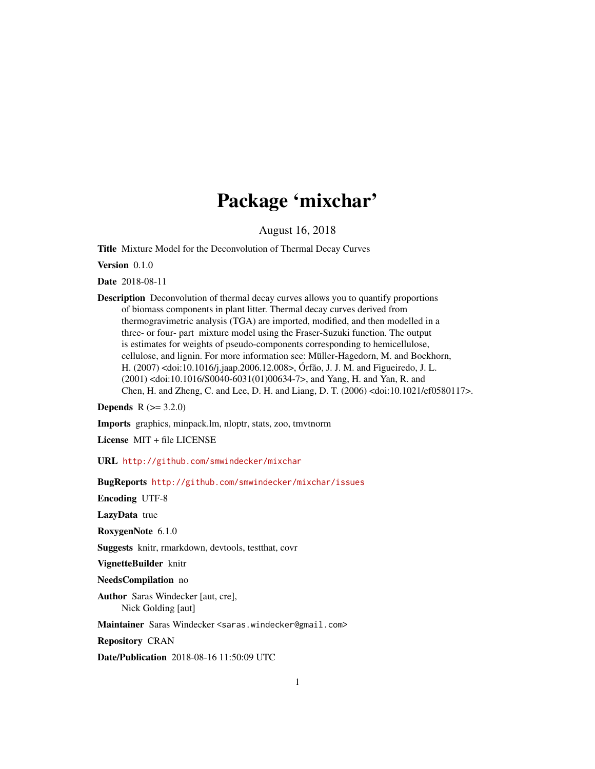# Package 'mixchar'

August 16, 2018

**Title** Mixture Model for the Deconvolution of Thermal Decay Curves

**Version** 0.1.0

**Date** 2018-08-11

**Description** Deconvolution of thermal decay curves allows you to quantify proportions of biomass components in plant litter. Thermal decay curves derived from thermogravimetric analysis (TGA) are imported, modified, and then modelled in a three- or four- part mixture model using the Fraser-Suzuki function. The output is estimates for weights of pseudo-components corresponding to hemicellulose, cellulose, and lignin. For more information see: Müller-Hagedorn, M. and Bockhorn, H. (2007) <doi:10.1016/j.jaap.2006.12.008>, Órfão, J. J. M. and Figueiredo, J. L. (2001) <doi:10.1016/S0040-6031(01)00634-7>, and Yang, H. and Yan, R. and Chen, H. and Zheng, C. and Lee, D. H. and Liang, D. T. (2006) <doi:10.1021/ef0580117>.

**Depends** R (>= 3.2.0)

**Imports** graphics, minpack.lm, nloptr, stats, zoo, tmvtnorm

**License** MIT + file LICENSE

**URL** http://github.com/smwindecker/mixchar

**BugReports** http://github.com/smwindecker/mixchar/issues

**Encoding** UTF-8

**LazyData** true

**RoxygenNote** 6.1.0

**Suggests** knitr, rmarkdown, devtools, testthat, covr

**VignetteBuilder** knitr

**NeedsCompilation** no

**Author** Saras Windecker [aut, cre], Nick Golding [aut]

**Maintainer** Saras Windecker <saras.windecker@gmail.com>

**Repository** CRAN

**Date/Publication** 2018-08-16 11:50:09 UTC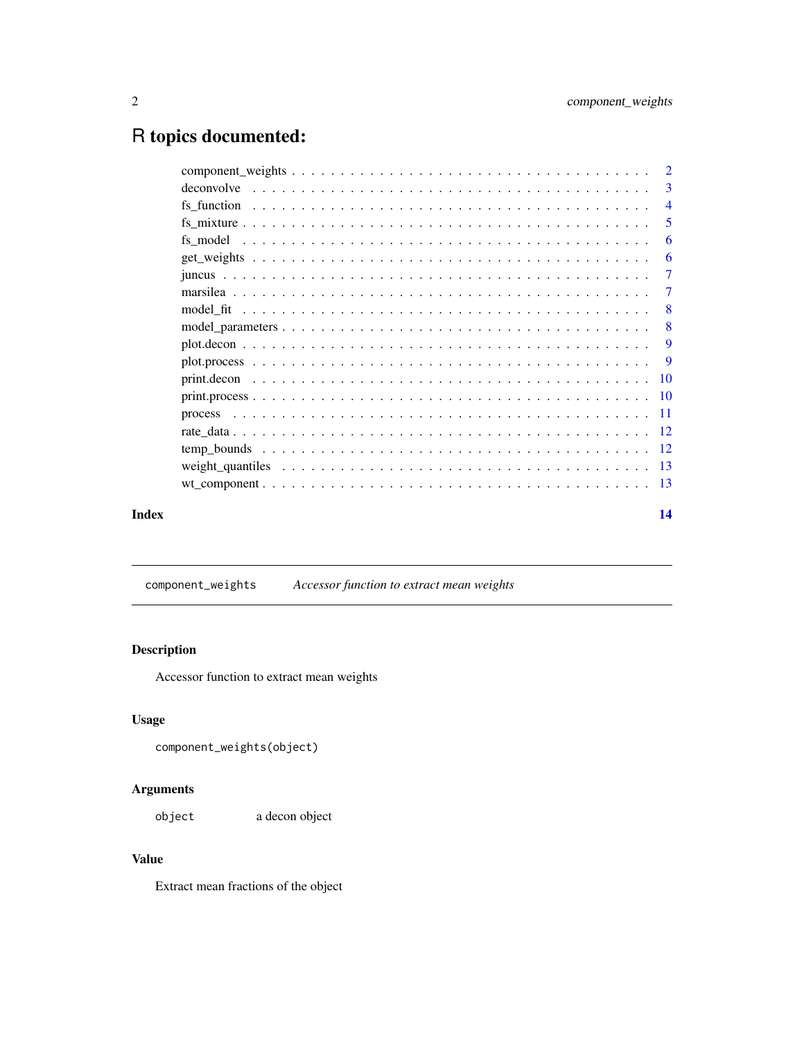# R topics documented:

- component_weights . . . . . . . . . . . . . . . . . . . . . . . . . . . . . . . . . . . . . 2
- deconvolve . . . . . . . . . . . . . . . . . . . . . . . . . . . . . . . . . . . . . . . . . . 3
- fs_function . . . . . . . . . . . . . . . . . . . . . . . . . . . . . . . . . . . . . . . . . 4
- fs_mixture . . . . . . . . . . . . . . . . . . . . . . . . . . . . . . . . . . . . . . . . . . 5
- fs_model . . . . . . . . . . . . . . . . . . . . . . . . . . . . . . . . . . . . . . . . . . . 6
- get_weights . . . . . . . . . . . . . . . . . . . . . . . . . . . . . . . . . . . . . . . . . 6
- juncus . . . . . . . . . . . . . . . . . . . . . . . . . . . . . . . . . . . . . . . . . . . . 7
- marsilea . . . . . . . . . . . . . . . . . . . . . . . . . . . . . . . . . . . . . . . . . . . 7
- model_fit . . . . . . . . . . . . . . . . . . . . . . . . . . . . . . . . . . . . . . . . . . 8
- model_parameters . . . . . . . . . . . . . . . . . . . . . . . . . . . . . . . . . . . . . 8
- plot.decon . . . . . . . . . . . . . . . . . . . . . . . . . . . . . . . . . . . . . . . . . . 9
- plot.process . . . . . . . . . . . . . . . . . . . . . . . . . . . . . . . . . . . . . . . . . 9
- print.decon . . . . . . . . . . . . . . . . . . . . . . . . . . . . . . . . . . . . . . . . . 10
- print.process . . . . . . . . . . . . . . . . . . . . . . . . . . . . . . . . . . . . . . . . 10
- process . . . . . . . . . . . . . . . . . . . . . . . . . . . . . . . . . . . . . . . . . . . 11
- rate_data . . . . . . . . . . . . . . . . . . . . . . . . . . . . . . . . . . . . . . . . . . 12
- temp_bounds . . . . . . . . . . . . . . . . . . . . . . . . . . . . . . . . . . . . . . . . 12
- weight_quantiles . . . . . . . . . . . . . . . . . . . . . . . . . . . . . . . . . . . . . . 13
- wt_component . . . . . . . . . . . . . . . . . . . . . . . . . . . . . . . . . . . . . . . . 13

**Index** **14**

---

## `component_weights` *Accessor function to extract mean weights*

---

### Description

Accessor function to extract mean weights

### Usage

```
component_weights(object)
```

### Arguments

| | |
|---|---|
| `object` | a decon object |

### Value

Extract mean fractions of the object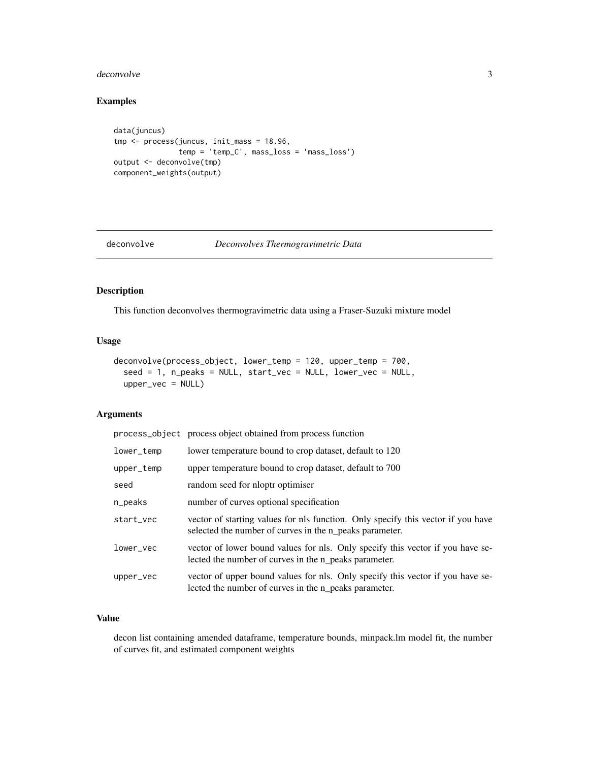## Examples

```
data(juncus)
tmp <- process(juncus, init_mass = 18.96,
               temp = 'temp_C', mass_loss = 'mass_loss')
output <- deconvolve(tmp)
component_weights(output)
```

---

## deconvolve — *Deconvolves Thermogravimetric Data*

---

### Description

This function deconvolves thermogravimetric data using a Fraser-Suzuki mixture model

### Usage

```
deconvolve(process_object, lower_temp = 120, upper_temp = 700,
  seed = 1, n_peaks = NULL, start_vec = NULL, lower_vec = NULL,
  upper_vec = NULL)
```

### Arguments

| | |
|---|---|
| process_object | process object obtained from process function |
| lower_temp | lower temperature bound to crop dataset, default to 120 |
| upper_temp | upper temperature bound to crop dataset, default to 700 |
| seed | random seed for nloptr optimiser |
| n_peaks | number of curves optional specification |
| start_vec | vector of starting values for nls function. Only specify this vector if you have selected the number of curves in the n_peaks parameter. |
| lower_vec | vector of lower bound values for nls. Only specify this vector if you have selected the number of curves in the n_peaks parameter. |
| upper_vec | vector of upper bound values for nls. Only specify this vector if you have selected the number of curves in the n_peaks parameter. |

### Value

decon list containing amended dataframe, temperature bounds, minpack.lm model fit, the number of curves fit, and estimated component weights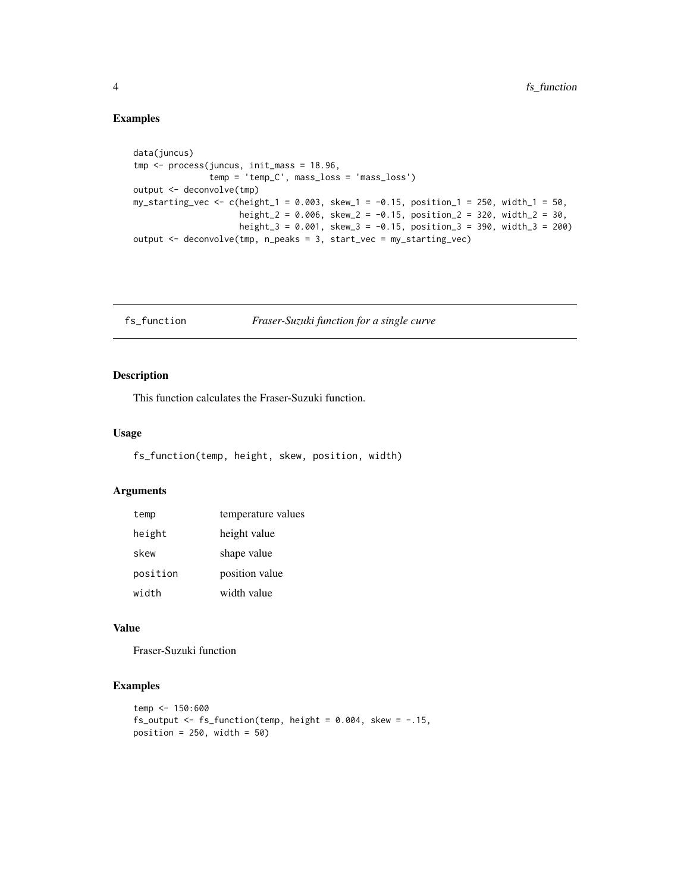## Examples

```
data(juncus)
tmp <- process(juncus, init_mass = 18.96,
               temp = 'temp_C', mass_loss = 'mass_loss')
output <- deconvolve(tmp)
my_starting_vec <- c(height_1 = 0.003, skew_1 = -0.15, position_1 = 250, width_1 = 50,
                     height_2 = 0.006, skew_2 = -0.15, position_2 = 320, width_2 = 30,
                     height_3 = 0.001, skew_3 = -0.15, position_3 = 390, width_3 = 200)
output <- deconvolve(tmp, n_peaks = 3, start_vec = my_starting_vec)
```

---

# fs_function — *Fraser-Suzuki function for a single curve*

## Description

This function calculates the Fraser-Suzuki function.

## Usage

```
fs_function(temp, height, skew, position, width)
```

## Arguments

| | |
|---|---|
| temp | temperature values |
| height | height value |
| skew | shape value |
| position | position value |
| width | width value |

## Value

Fraser-Suzuki function

## Examples

```
temp <- 150:600
fs_output <- fs_function(temp, height = 0.004, skew = -.15,
position = 250, width = 50)
```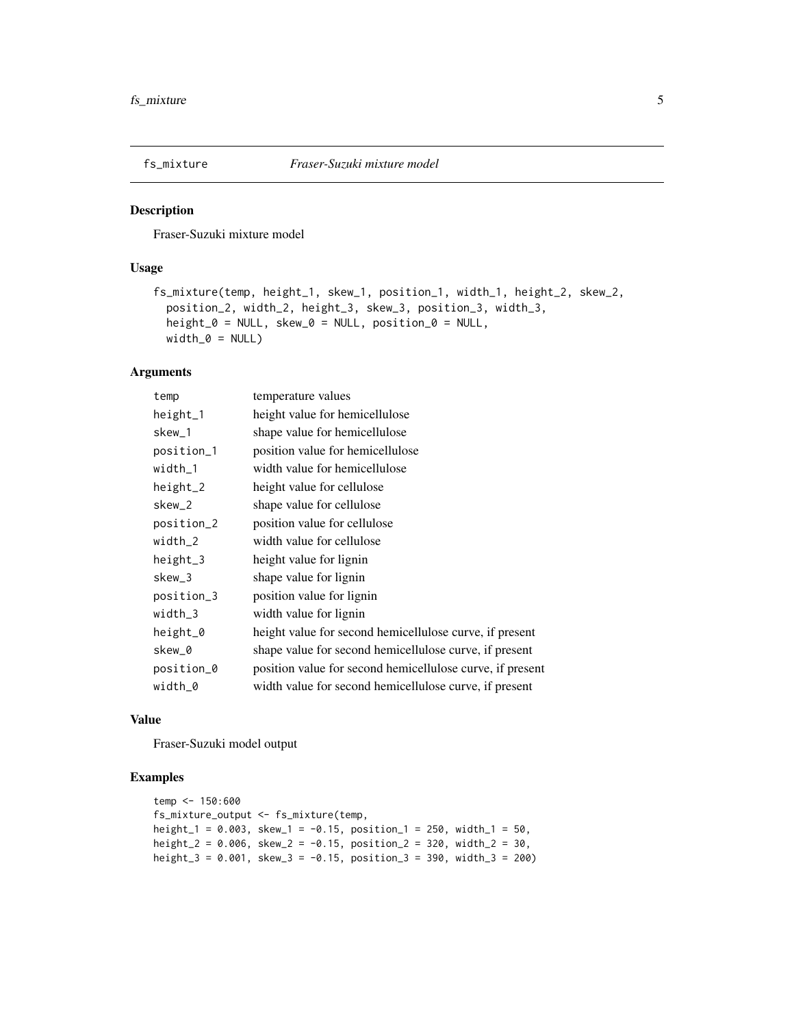# fs_mixture *Fraser-Suzuki mixture model*

## Description

Fraser-Suzuki mixture model

## Usage

```
fs_mixture(temp, height_1, skew_1, position_1, width_1, height_2, skew_2,
  position_2, width_2, height_3, skew_3, position_3, width_3,
  height_0 = NULL, skew_0 = NULL, position_0 = NULL,
  width_0 = NULL)
```

## Arguments

| | |
|---|---|
| temp | temperature values |
| height_1 | height value for hemicellulose |
| skew_1 | shape value for hemicellulose |
| position_1 | position value for hemicellulose |
| width_1 | width value for hemicellulose |
| height_2 | height value for cellulose |
| skew_2 | shape value for cellulose |
| position_2 | position value for cellulose |
| width_2 | width value for cellulose |
| height_3 | height value for lignin |
| skew_3 | shape value for lignin |
| position_3 | position value for lignin |
| width_3 | width value for lignin |
| height_0 | height value for second hemicellulose curve, if present |
| skew_0 | shape value for second hemicellulose curve, if present |
| position_0 | position value for second hemicellulose curve, if present |
| width_0 | width value for second hemicellulose curve, if present |

## Value

Fraser-Suzuki model output

## Examples

```
temp <- 150:600
fs_mixture_output <- fs_mixture(temp,
height_1 = 0.003, skew_1 = -0.15, position_1 = 250, width_1 = 50,
height_2 = 0.006, skew_2 = -0.15, position_2 = 320, width_2 = 30,
height_3 = 0.001, skew_3 = -0.15, position_3 = 390, width_3 = 200)
```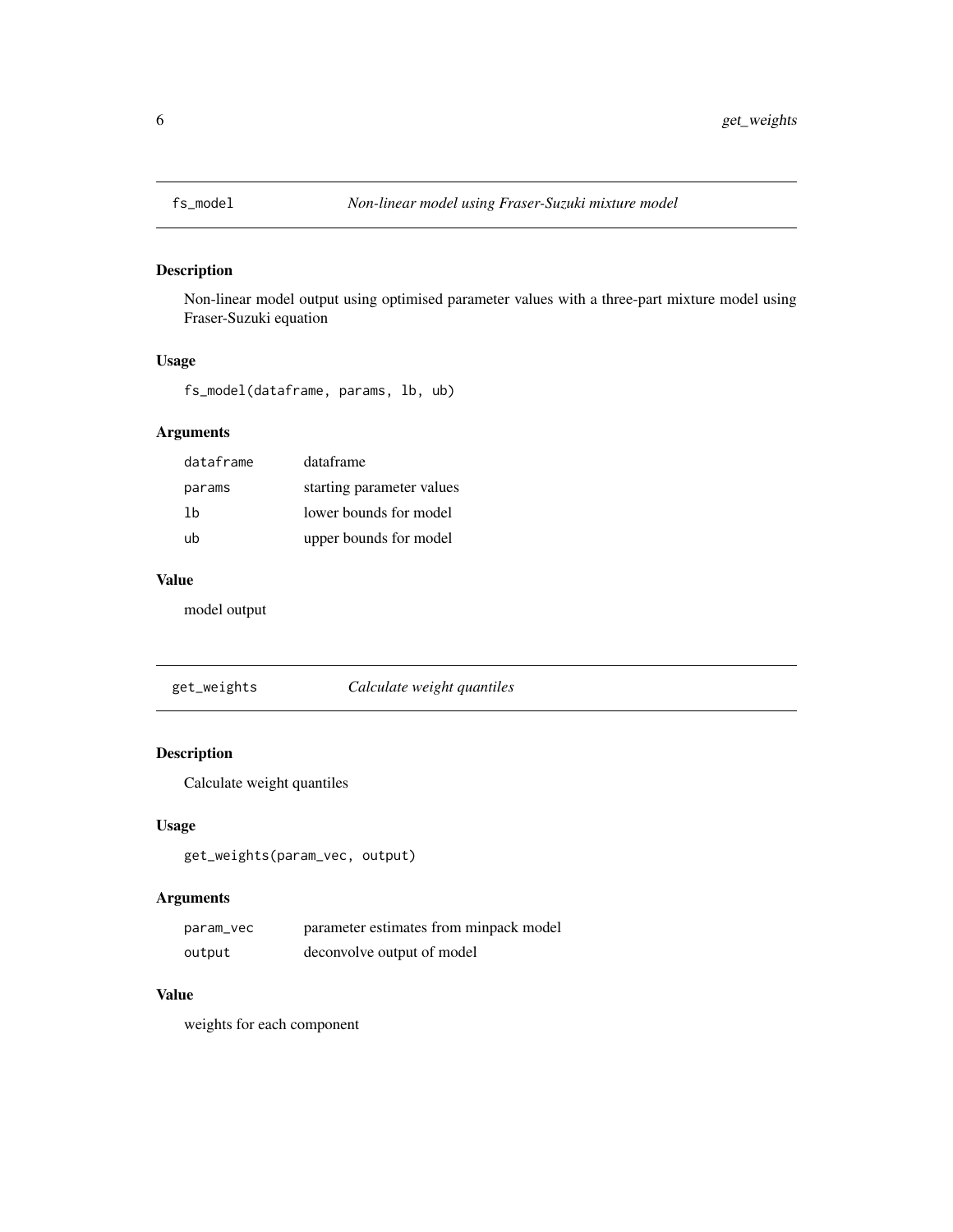## fs_model — *Non-linear model using Fraser-Suzuki mixture model*

### Description

Non-linear model output using optimised parameter values with a three-part mixture model using Fraser-Suzuki equation

### Usage

```
fs_model(dataframe, params, lb, ub)
```

### Arguments

| | |
|---|---|
| dataframe | dataframe |
| params | starting parameter values |
| lb | lower bounds for model |
| ub | upper bounds for model |

### Value

model output

## get_weights — *Calculate weight quantiles*

### Description

Calculate weight quantiles

### Usage

```
get_weights(param_vec, output)
```

### Arguments

| | |
|---|---|
| param_vec | parameter estimates from minpack model |
| output | deconvolve output of model |

### Value

weights for each component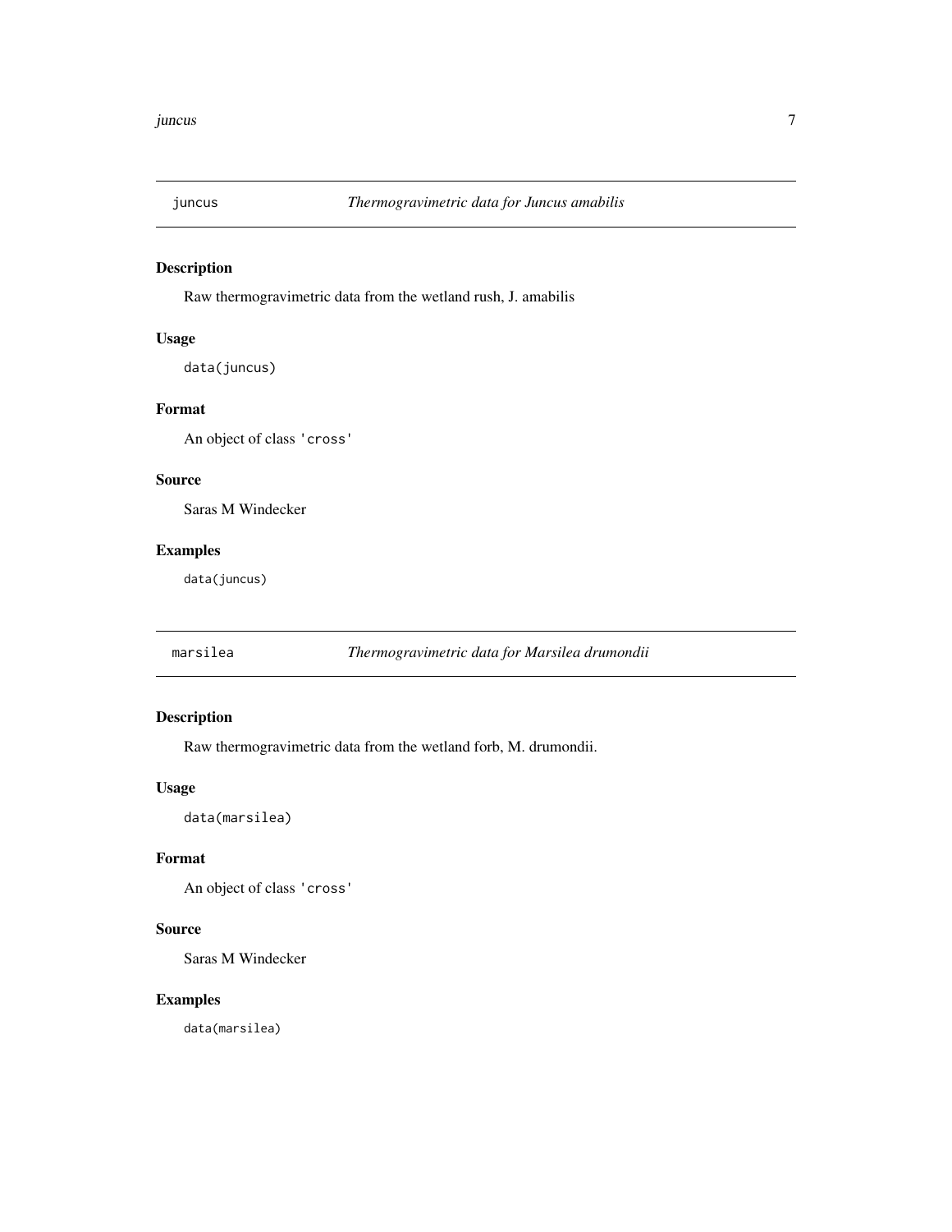## juncus — *Thermogravimetric data for Juncus amabilis*

### Description

Raw thermogravimetric data from the wetland rush, J. amabilis

### Usage

```
data(juncus)
```

### Format

An object of class 'cross'

### Source

Saras M Windecker

### Examples

```
data(juncus)
```

## marsilea — *Thermogravimetric data for Marsilea drumondii*

### Description

Raw thermogravimetric data from the wetland forb, M. drumondii.

### Usage

```
data(marsilea)
```

### Format

An object of class 'cross'

### Source

Saras M Windecker

### Examples

```
data(marsilea)
```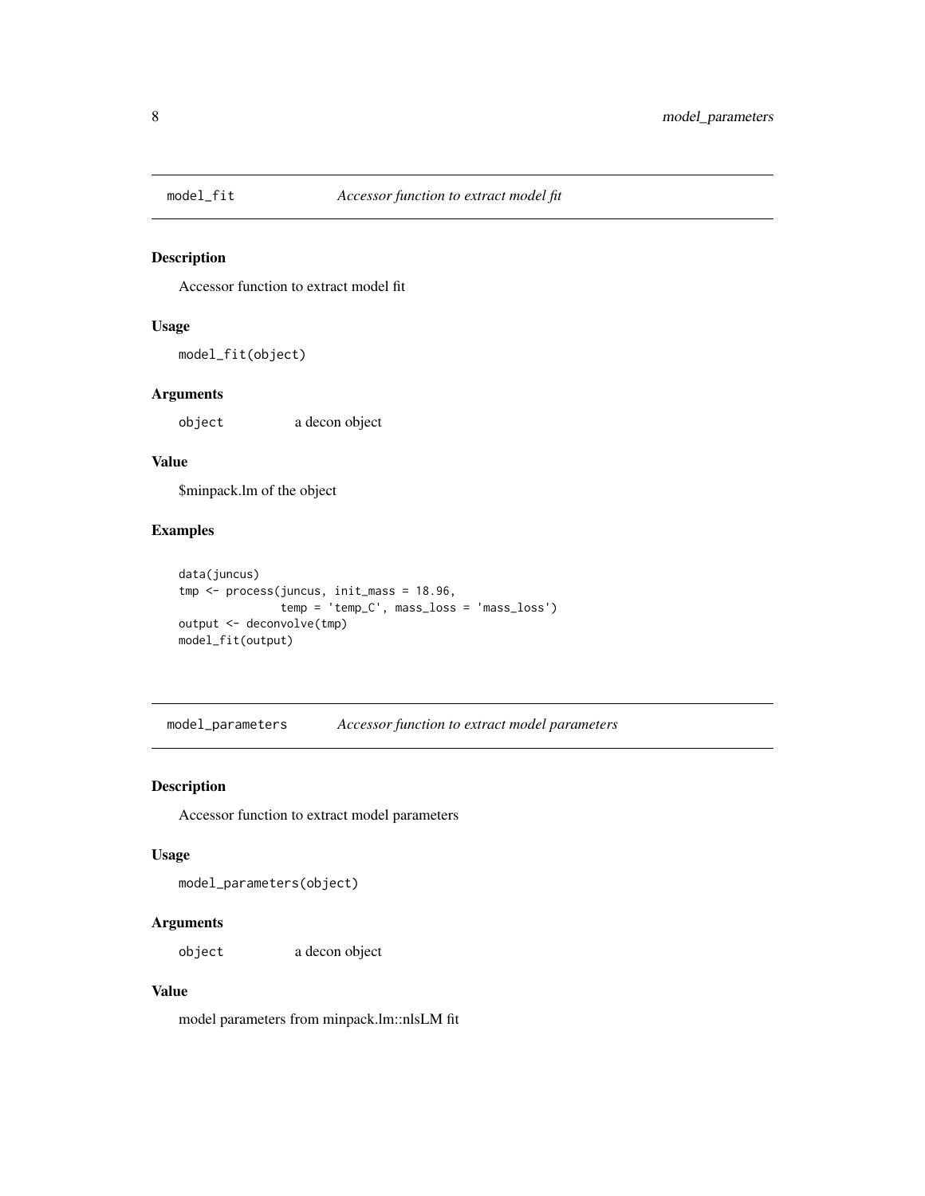## model_fit — *Accessor function to extract model fit*

### Description

Accessor function to extract model fit

### Usage

```
model_fit(object)
```

### Arguments

| | |
|---|---|
| object | a decon object |

### Value

$minpack.lm of the object

### Examples

```
data(juncus)
tmp <- process(juncus, init_mass = 18.96,
               temp = 'temp_C', mass_loss = 'mass_loss')
output <- deconvolve(tmp)
model_fit(output)
```

## model_parameters — *Accessor function to extract model parameters*

### Description

Accessor function to extract model parameters

### Usage

```
model_parameters(object)
```

### Arguments

| | |
|---|---|
| object | a decon object |

### Value

model parameters from minpack.lm::nlsLM fit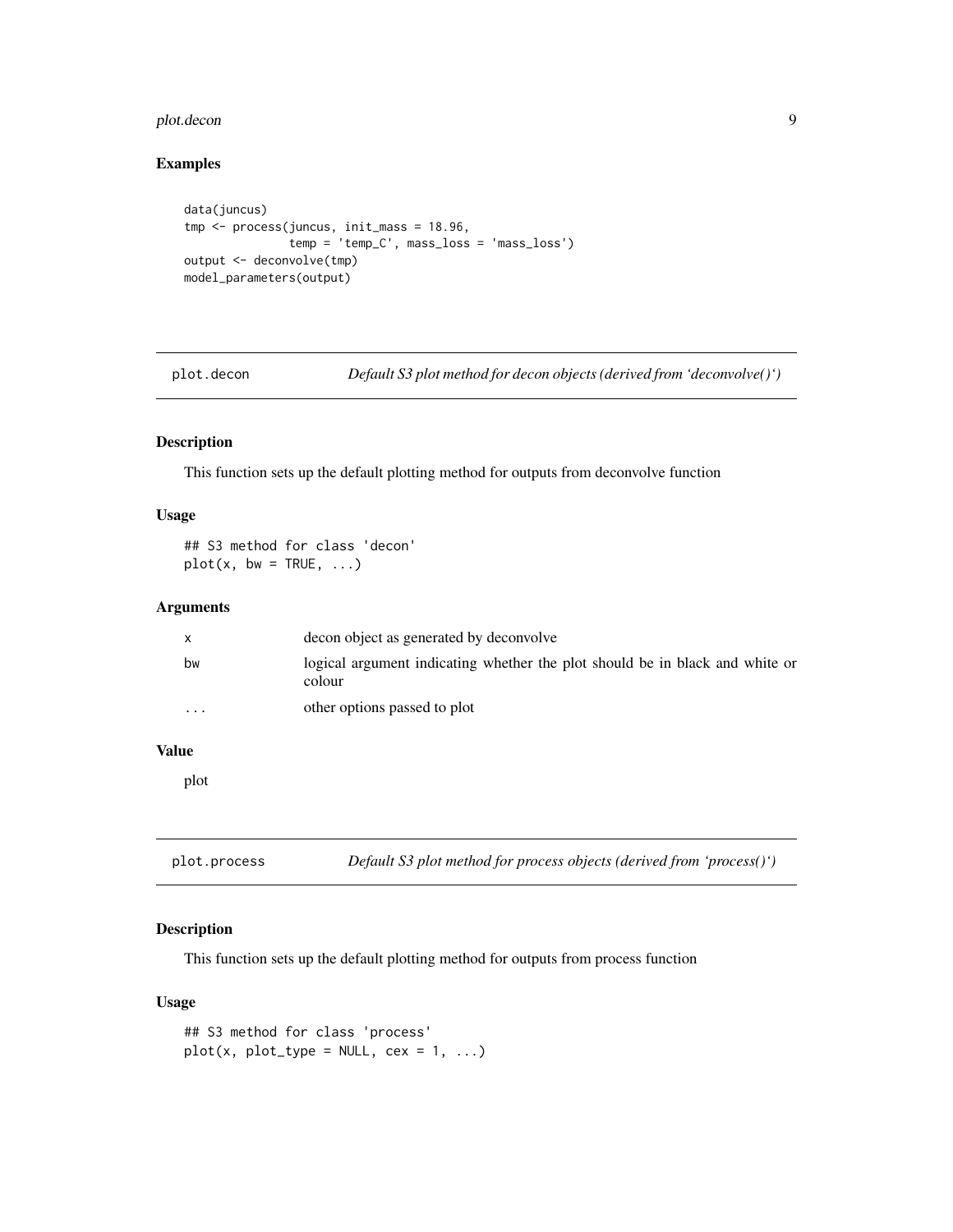### Examples

```
data(juncus)
tmp <- process(juncus, init_mass = 18.96,
               temp = 'temp_C', mass_loss = 'mass_loss')
output <- deconvolve(tmp)
model_parameters(output)
```

---

## plot.decon — *Default S3 plot method for decon objects (derived from 'deconvolve()')*

### Description

This function sets up the default plotting method for outputs from deconvolve function

### Usage

```
## S3 method for class 'decon'
plot(x, bw = TRUE, ...)
```

### Arguments

| | |
|---|---|
| x | decon object as generated by deconvolve |
| bw | logical argument indicating whether the plot should be in black and white or colour |
| ... | other options passed to plot |

### Value

plot

---

## plot.process — *Default S3 plot method for process objects (derived from 'process()')*

### Description

This function sets up the default plotting method for outputs from process function

### Usage

```
## S3 method for class 'process'
plot(x, plot_type = NULL, cex = 1, ...)
```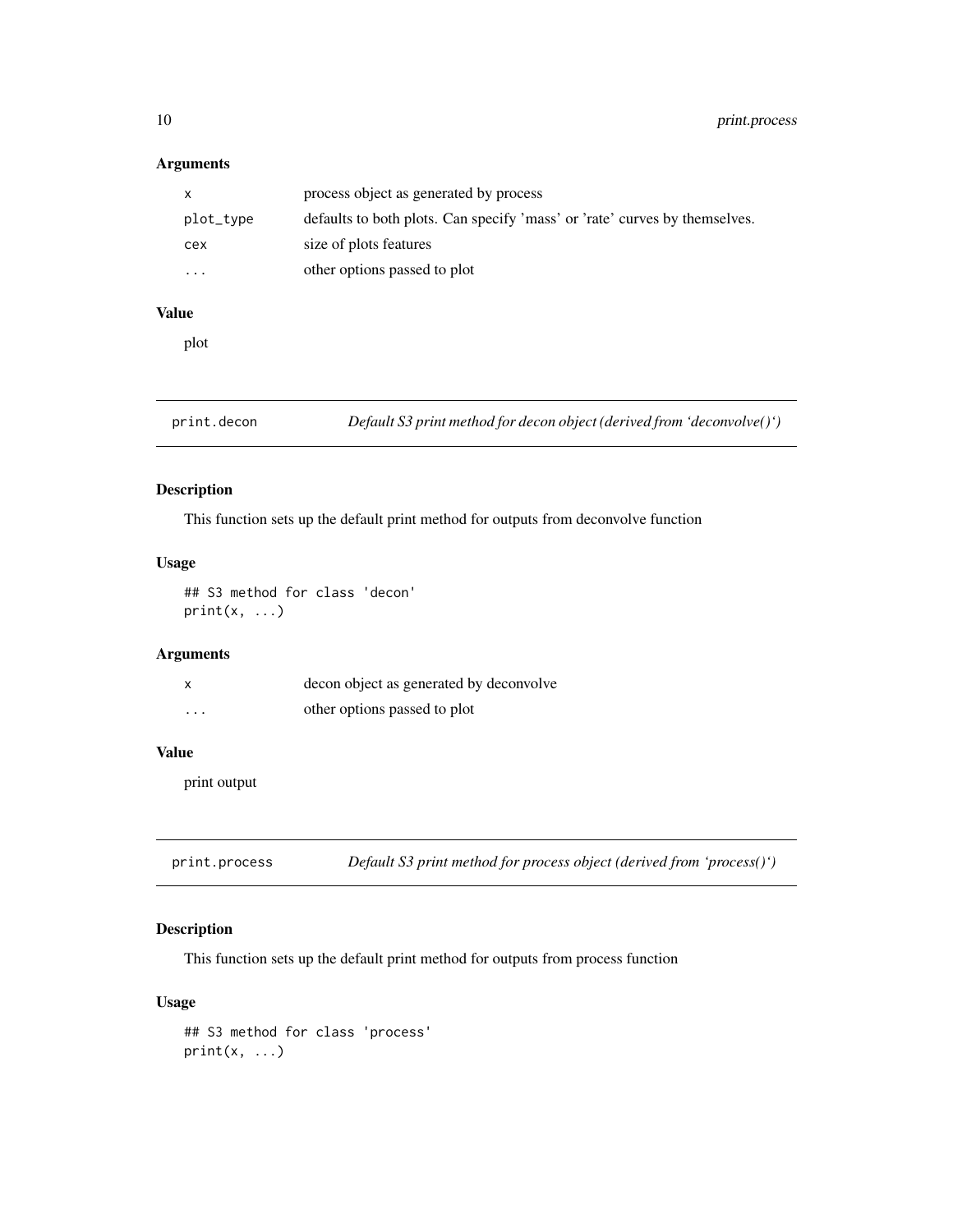## Arguments

| | |
|---|---|
| `x` | process object as generated by process |
| `plot_type` | defaults to both plots. Can specify 'mass' or 'rate' curves by themselves. |
| `cex` | size of plots features |
| `...` | other options passed to plot |

## Value

plot

---

`print.decon` *Default S3 print method for decon object (derived from 'deconvolve()')*

---

## Description

This function sets up the default print method for outputs from deconvolve function

## Usage

```
## S3 method for class 'decon'
print(x, ...)
```

## Arguments

| | |
|---|---|
| `x` | decon object as generated by deconvolve |
| `...` | other options passed to plot |

## Value

print output

---

`print.process` *Default S3 print method for process object (derived from 'process()')*

---

## Description

This function sets up the default print method for outputs from process function

## Usage

```
## S3 method for class 'process'
print(x, ...)
```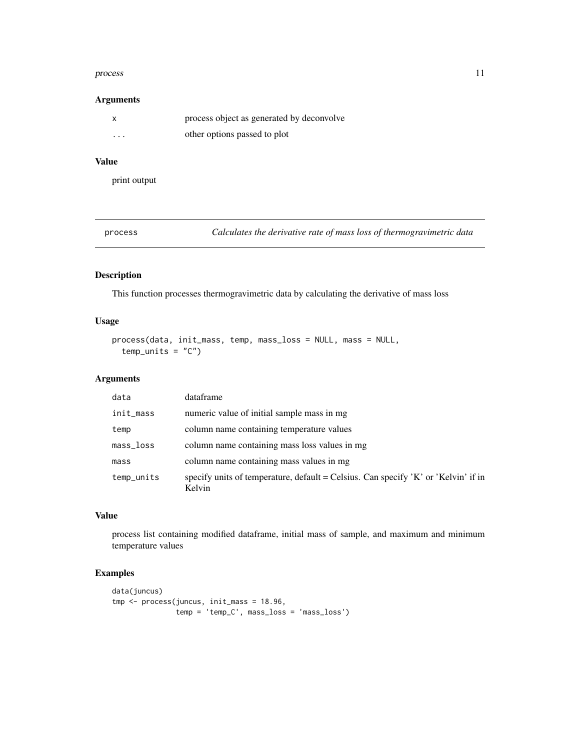## Arguments

| | |
|---|---|
| x | process object as generated by deconvolve |
| ... | other options passed to plot |

## Value

print output

---

# process — *Calculates the derivative rate of mass loss of thermogravimetric data*

---

## Description

This function processes thermogravimetric data by calculating the derivative of mass loss

## Usage

```
process(data, init_mass, temp, mass_loss = NULL, mass = NULL,
  temp_units = "C")
```

## Arguments

| | |
|---|---|
| data | dataframe |
| init_mass | numeric value of initial sample mass in mg |
| temp | column name containing temperature values |
| mass_loss | column name containing mass loss values in mg |
| mass | column name containing mass values in mg |
| temp_units | specify units of temperature, default = Celsius. Can specify 'K' or 'Kelvin' if in Kelvin |

## Value

process list containing modified dataframe, initial mass of sample, and maximum and minimum temperature values

## Examples

```
data(juncus)
tmp <- process(juncus, init_mass = 18.96,
               temp = 'temp_C', mass_loss = 'mass_loss')
```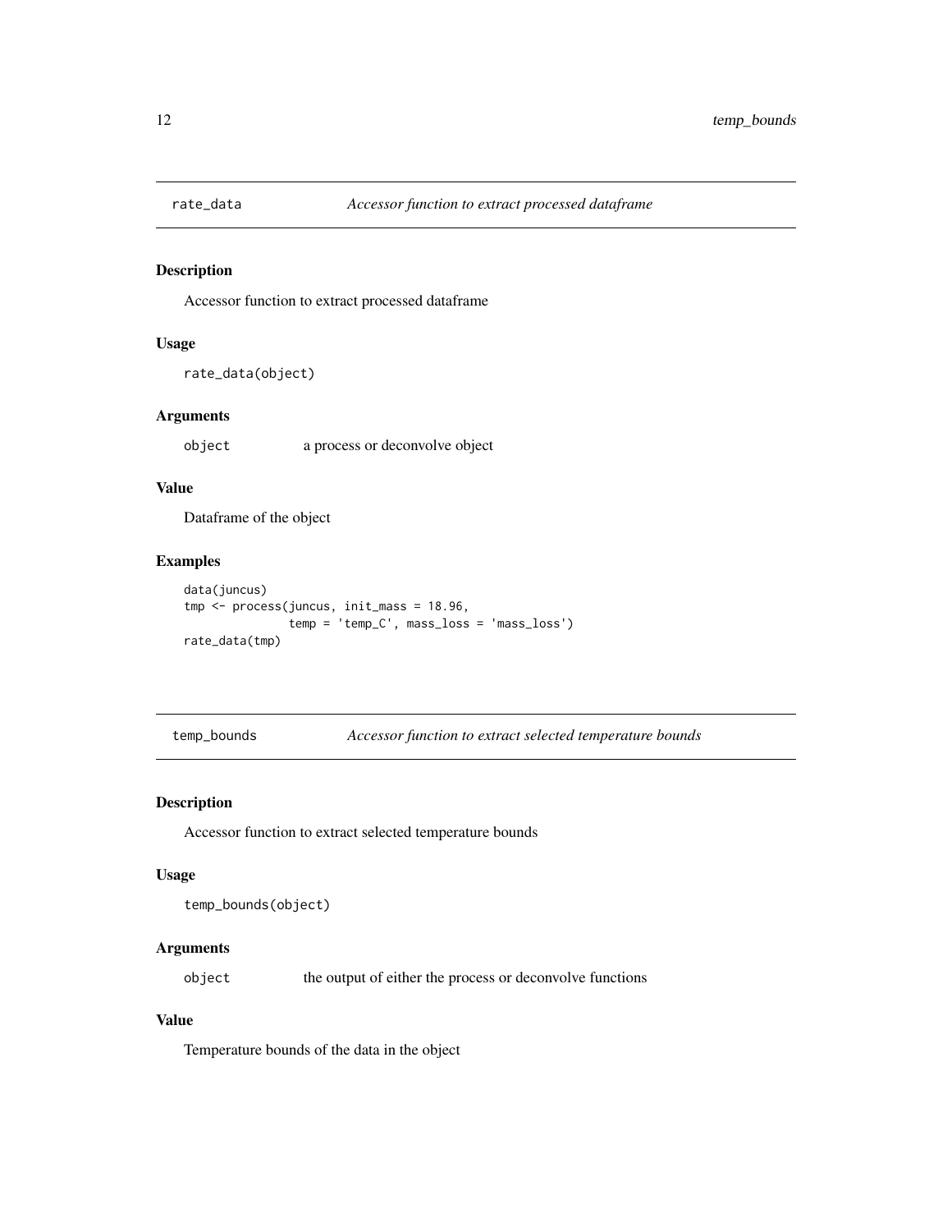## rate_data — *Accessor function to extract processed dataframe*

### Description

Accessor function to extract processed dataframe

### Usage

```
rate_data(object)
```

### Arguments

| | |
|---|---|
| object | a process or deconvolve object |

### Value

Dataframe of the object

### Examples

```
data(juncus)
tmp <- process(juncus, init_mass = 18.96,
               temp = 'temp_C', mass_loss = 'mass_loss')
rate_data(tmp)
```

## temp_bounds — *Accessor function to extract selected temperature bounds*

### Description

Accessor function to extract selected temperature bounds

### Usage

```
temp_bounds(object)
```

### Arguments

| | |
|---|---|
| object | the output of either the process or deconvolve functions |

### Value

Temperature bounds of the data in the object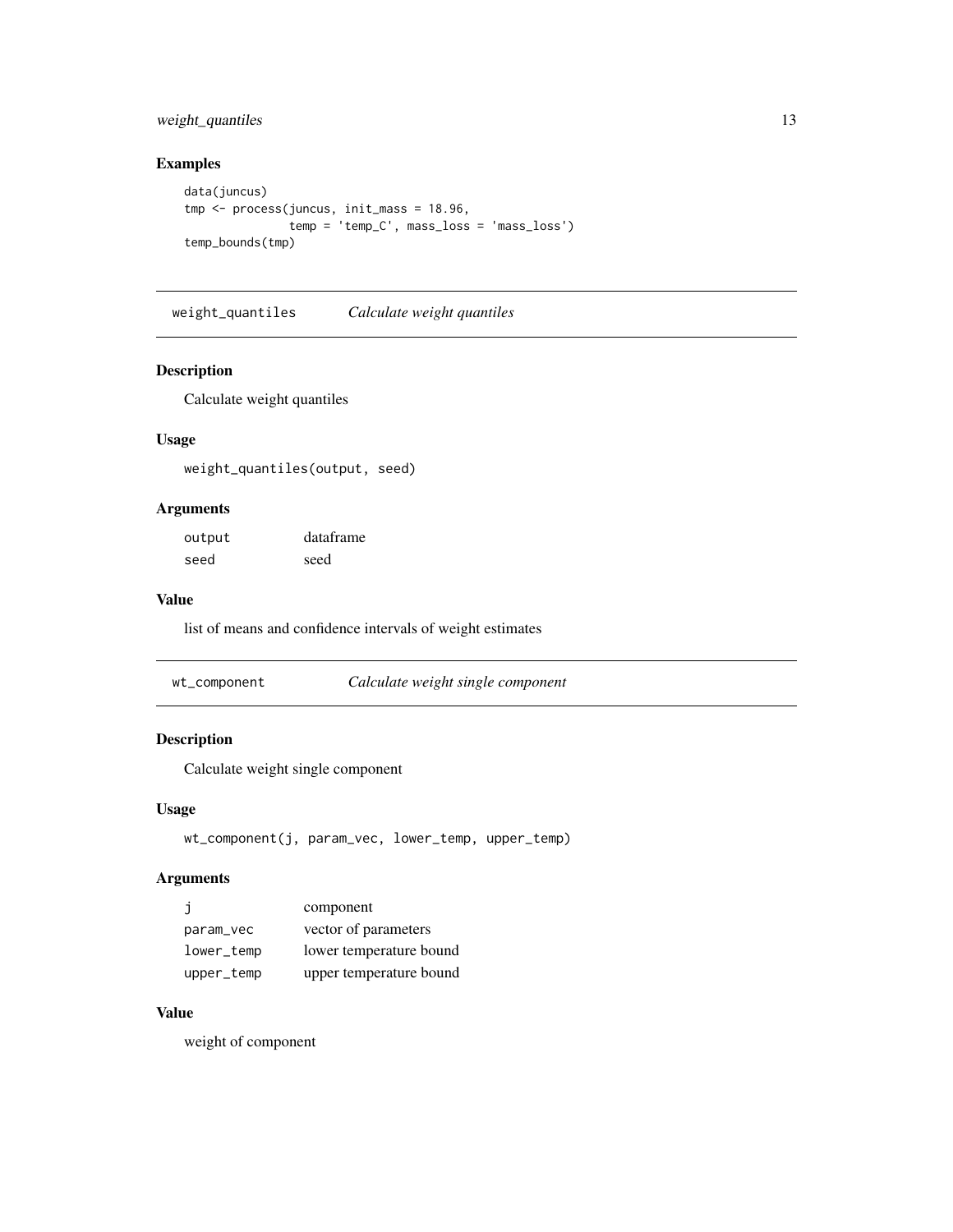## Examples

```
data(juncus)
tmp <- process(juncus, init_mass = 18.96,
               temp = 'temp_C', mass_loss = 'mass_loss')
temp_bounds(tmp)
```

---

# weight_quantiles *Calculate weight quantiles*

## Description

Calculate weight quantiles

## Usage

```
weight_quantiles(output, seed)
```

## Arguments

| | |
|---|---|
| output | dataframe |
| seed | seed |

## Value

list of means and confidence intervals of weight estimates

---

# wt_component *Calculate weight single component*

## Description

Calculate weight single component

## Usage

```
wt_component(j, param_vec, lower_temp, upper_temp)
```

## Arguments

| | |
|---|---|
| j | component |
| param_vec | vector of parameters |
| lower_temp | lower temperature bound |
| upper_temp | upper temperature bound |

## Value

weight of component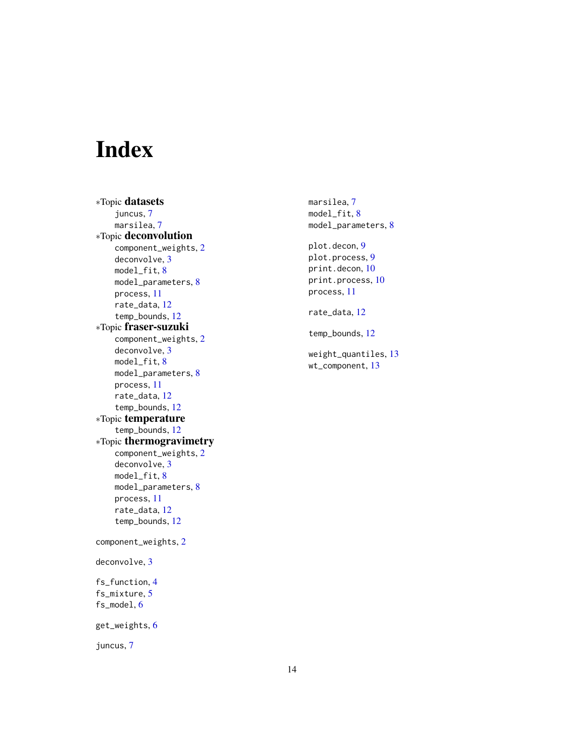# Index

*Topic **datasets**
- juncus, 7
- marsilea, 7

*Topic **deconvolution**
- component_weights, 2
- deconvolve, 3
- model_fit, 8
- model_parameters, 8
- process, 11
- rate_data, 12
- temp_bounds, 12

*Topic **fraser-suzuki**
- component_weights, 2
- deconvolve, 3
- model_fit, 8
- model_parameters, 8
- process, 11
- rate_data, 12
- temp_bounds, 12

*Topic **temperature**
- temp_bounds, 12

*Topic **thermogravimetry**
- component_weights, 2
- deconvolve, 3
- model_fit, 8
- model_parameters, 8
- process, 11
- rate_data, 12
- temp_bounds, 12

component_weights, 2

deconvolve, 3

fs_function, 4
fs_mixture, 5
fs_model, 6

get_weights, 6

juncus, 7

marsilea, 7
model_fit, 8
model_parameters, 8

plot.decon, 9
plot.process, 9
print.decon, 10
print.process, 10
process, 11

rate_data, 12

temp_bounds, 12

weight_quantiles, 13
wt_component, 13